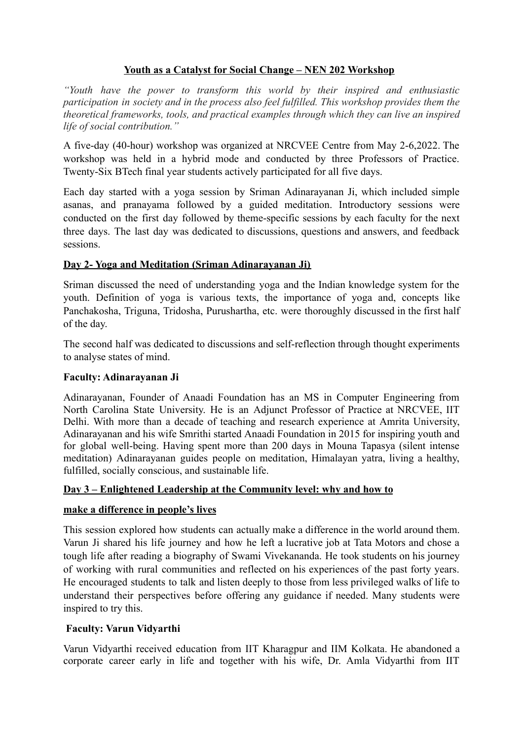## **Youth as a Catalyst for Social Change – NEN 202 Workshop**

*"Youth have the power to transform this world by their inspired and enthusiastic participation in society and in the process also feel fulfilled. This workshop provides them the theoretical frameworks, tools, and practical examples through which they can live an inspired life of social contribution."*

A five-day (40-hour) workshop was organized at NRCVEE Centre from May 2-6,2022. The workshop was held in a hybrid mode and conducted by three Professors of Practice. Twenty-Six BTech final year students actively participated for all five days.

Each day started with a yoga session by Sriman Adinarayanan Ji, which included simple asanas, and pranayama followed by a guided meditation. Introductory sessions were conducted on the first day followed by theme-specific sessions by each faculty for the next three days. The last day was dedicated to discussions, questions and answers, and feedback sessions.

### **Day 2- Yoga and Meditation (Sriman Adinarayanan Ji)**

Sriman discussed the need of understanding yoga and the Indian knowledge system for the youth. Definition of yoga is various texts, the importance of yoga and, concepts like Panchakosha, Triguna, Tridosha, Purushartha, etc. were thoroughly discussed in the first half of the day.

The second half was dedicated to discussions and self-reflection through thought experiments to analyse states of mind.

**Faculty: Adinarayanan Ji**

Adinarayanan, Founder of Anaadi Foundation has an MS in Computer Engineering from North Carolina State University. He is an Adjunct Professor of Practice at NRCVEE, IIT Delhi. With more than a decade of teaching and research experience at Amrita University, Adinarayanan and his wife Smrithi started Anaadi Foundation in 2015 for inspiring youth and for global well-being. Having spent more than 200 days in Mouna Tapasya (silent intense meditation) Adinarayanan guides people on meditation, Himalayan yatra, living a healthy, fulfilled, socially conscious, and sustainable life.

### **Day 3 – Enlightened Leadership at the Community level: why and how to make a difference in people's lives**

This session explored how students can actually make a difference in the world around them. Varun Ji shared his life journey and how he left a lucrative job at Tata Motors and chose a tough life after reading a biography of Swami Vivekananda. He took students on his journey of working with rural communities and reflected on his experiences of the past forty years. He encouraged students to talk and listen deeply to those from less privileged walks of life to understand their perspectives before offering any guidance if needed. Many students were inspired to try this.

**Faculty: Varun Vidyarthi**

Varun Vidyarthi received education from IIT Kharagpur and IIM Kolkata. He abandoned a corporate career early in life and together with his wife, Dr. Amla Vidyarthi from IIT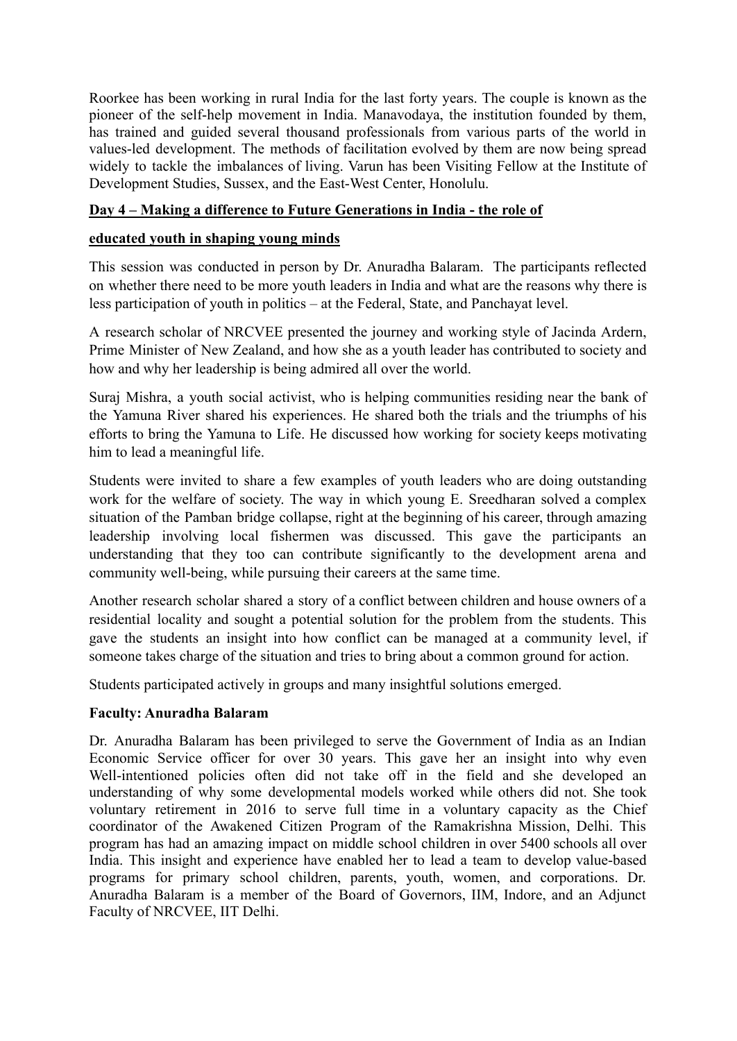Roorkee has been working in rural India for the last forty years. The couple is known as the pioneer of the self-help movement in India. Manavodaya, the institution founded by them, has trained and guided several thousand professionals from various parts of the world in values-led development. The methods of facilitation evolved by them are now being spread widely to tackle the imbalances of living. Varun has been Visiting Fellow at the Institute of Development Studies, Sussex, and the East-West Center, Honolulu.

## Day 4 – Making a difference to Future Generations in India - the role of educated youth in shaping young minds

This session was conducted in person by Dr. Anuradha Balaram. The participants reflected on whether there need to be more youth leaders in India and what are the reasons why there is less participation of youth in politics – at the Federal, State, and Panchayat level.

A research scholar of NRCVEE presented the journey and working style of Jacinda Ardern, Prime Minister of New Zealand, and how she as a youth leader has contributed to society and how and why her leadership is being admired all over the world.

Suraj Mishra, a youth social activist, who is helping communities residing near the bank of the Yamuna River shared his experiences. He shared both the trials and the triumphs of his efforts to bring the Yamuna to Life. He discussed how working for society keeps motivating him to lead a meaningful life.

Students were invited to share a few examples of youth leaders who are doing outstanding work for the welfare of society. The way in which young E. Sreedharan solved a complex situation of the Pamban bridge collapse, right at the beginning of his career, through amazing leadership involving local fishermen was discussed. This gave the participants an understanding that they too can contribute significantly to the development arena and community well-being, while pursuing their careers at the same time.

Another research scholar shared a story of a conflict between children and house owners of a residential locality and sought a potential solution for the problem from the students. This gave the students an insight into how conflict can be managed at a community level, if someone takes charge of the situation and tries to bring about a common ground for action.

Students participated actively in groups and many insightful solutions emerged.

**Faculty: Anuradha Balaram**

Dr. Anuradha Balaram has been privileged to serve the Government of India as an Indian Economic Service officer for over 30 years. This gave her an insight into why even Well-intentioned policies often did not take off in the field and she developed an understanding of why some developmental models worked while others did not. She took voluntary retirement in 2016 to serve full time in a voluntary capacity as the Chief coordinator of the Awakened Citizen Program of the Ramakrishna Mission, Delhi. This program has had an amazing impact on middle school children in over 5400 schools all over India. This insight and experience have enabled her to lead a team to develop value-based programs for primary school children, parents, youth, women, and corporations. Dr. Anuradha Balaram is a member of the Board of Governors, IIM, Indore, and an Adjunct Faculty of NRCVEE, IIT Delhi.